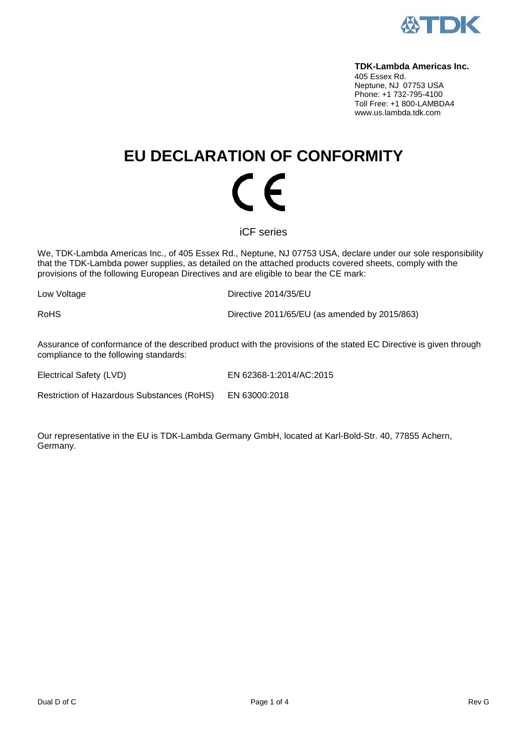**TDK-Lambda Americas Inc.**
405 Essex Rd.
Neptune, NJ 07753 USA
Phone: +1 732-795-4100
Toll Free: +1 800-LAMBDA4
www.us.lambda.tdk.com

# EU DECLARATION OF CONFORMITY

CE

iCF series

We, TDK-Lambda Americas Inc., of 405 Essex Rd., Neptune, NJ 07753 USA, declare under our sole responsibility that the TDK-Lambda power supplies, as detailed on the attached products covered sheets, comply with the provisions of the following European Directives and are eligible to bear the CE mark:

| | |
|---|---|
| Low Voltage | Directive 2014/35/EU |
| RoHS | Directive 2011/65/EU (as amended by 2015/863) |

Assurance of conformance of the described product with the provisions of the stated EC Directive is given through compliance to the following standards:

| | |
|---|---|
| Electrical Safety (LVD) | EN 62368-1:2014/AC:2015 |
| Restriction of Hazardous Substances (RoHS) | EN 63000:2018 |

Our representative in the EU is TDK-Lambda Germany GmbH, located at Karl-Bold-Str. 40, 77855 Achern, Germany.

Dual D of C Rev G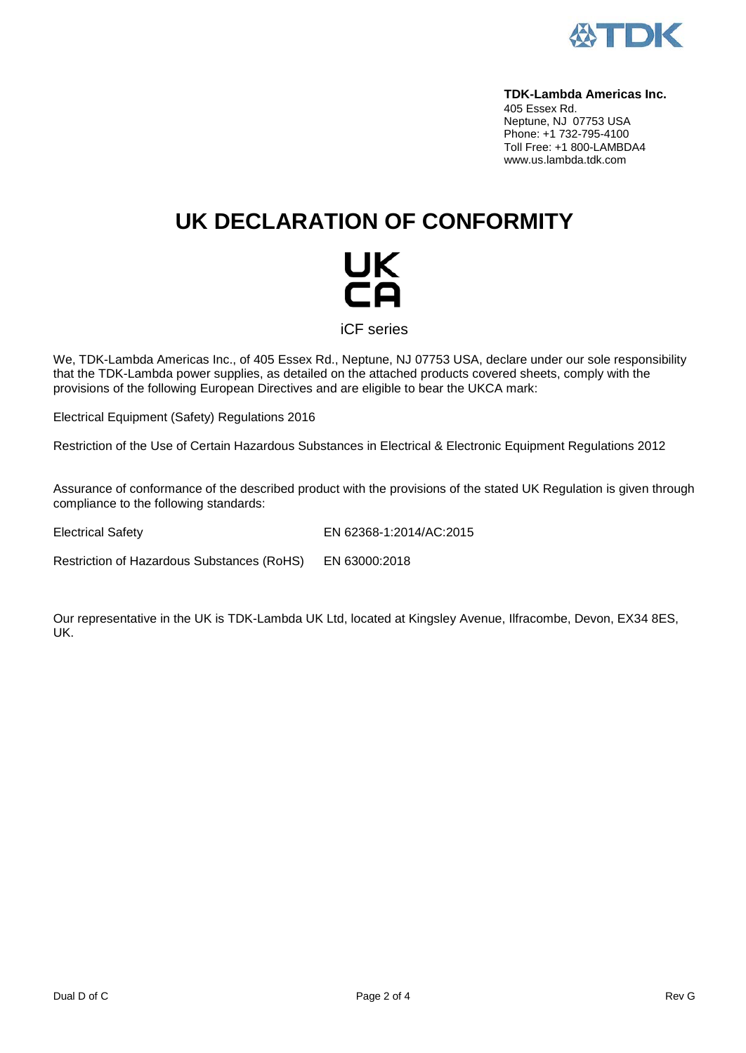**TDK-Lambda Americas Inc.**
405 Essex Rd.
Neptune, NJ 07753 USA
Phone: +1 732-795-4100
Toll Free: +1 800-LAMBDA4
www.us.lambda.tdk.com

# UK DECLARATION OF CONFORMITY

UK
CA

iCF series

We, TDK-Lambda Americas Inc., of 405 Essex Rd., Neptune, NJ 07753 USA, declare under our sole responsibility that the TDK-Lambda power supplies, as detailed on the attached products covered sheets, comply with the provisions of the following European Directives and are eligible to bear the UKCA mark:

Electrical Equipment (Safety) Regulations 2016

Restriction of the Use of Certain Hazardous Substances in Electrical & Electronic Equipment Regulations 2012

Assurance of conformance of the described product with the provisions of the stated UK Regulation is given through compliance to the following standards:

| | |
|---|---|
| Electrical Safety | EN 62368-1:2014/AC:2015 |
| Restriction of Hazardous Substances (RoHS) | EN 63000:2018 |

Our representative in the UK is TDK-Lambda UK Ltd, located at Kingsley Avenue, Ilfracombe, Devon, EX34 8ES, UK.

Dual D of C Rev G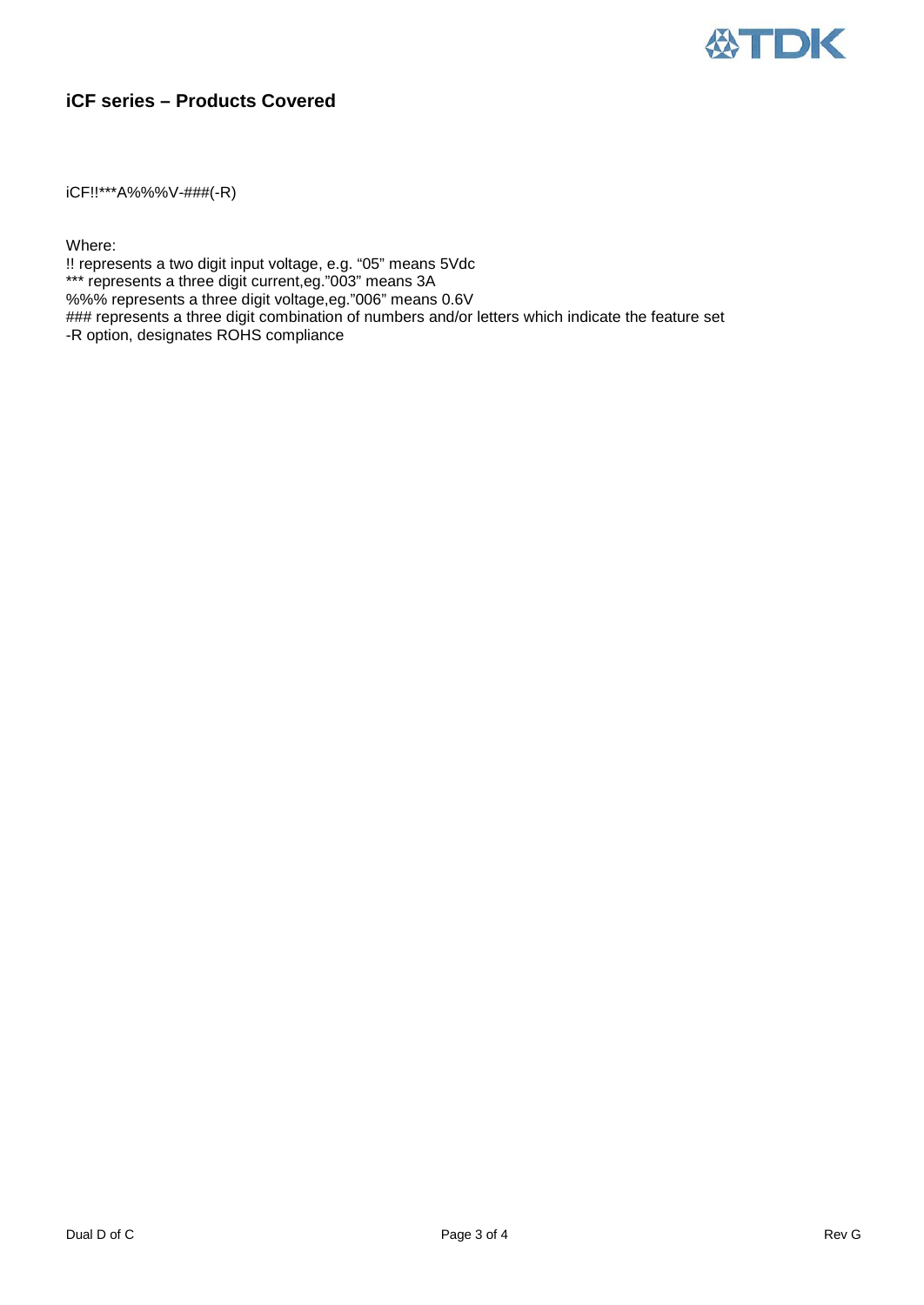## iCF series – Products Covered

iCF!!***A%%%V-###(-R)

Where:
!! represents a two digit input voltage, e.g. "05" means 5Vdc
*** represents a three digit current,eg."003" means 3A
%%% represents a three digit voltage,eg."006" means 0.6V
### represents a three digit combination of numbers and/or letters which indicate the feature set
-R option, designates ROHS compliance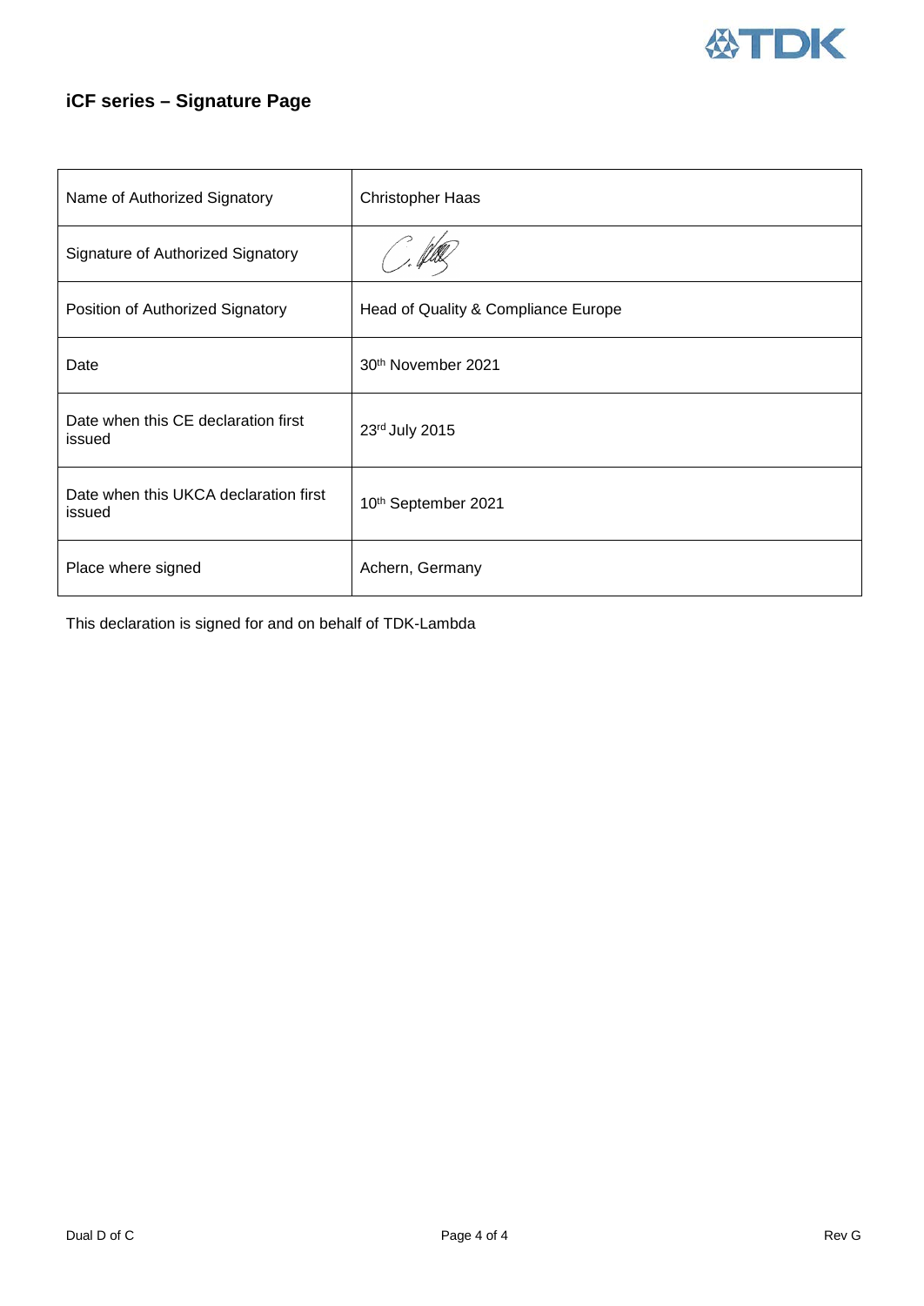## iCF series – Signature Page

| | |
|---|---|
| Name of Authorized Signatory | Christopher Haas |
| Signature of Authorized Signatory | |
| Position of Authorized Signatory | Head of Quality & Compliance Europe |
| Date | 30th November 2021 |
| Date when this CE declaration first issued | 23rd July 2015 |
| Date when this UKCA declaration first issued | 10th September 2021 |
| Place where signed | Achern, Germany |

This declaration is signed for and on behalf of TDK-Lambda